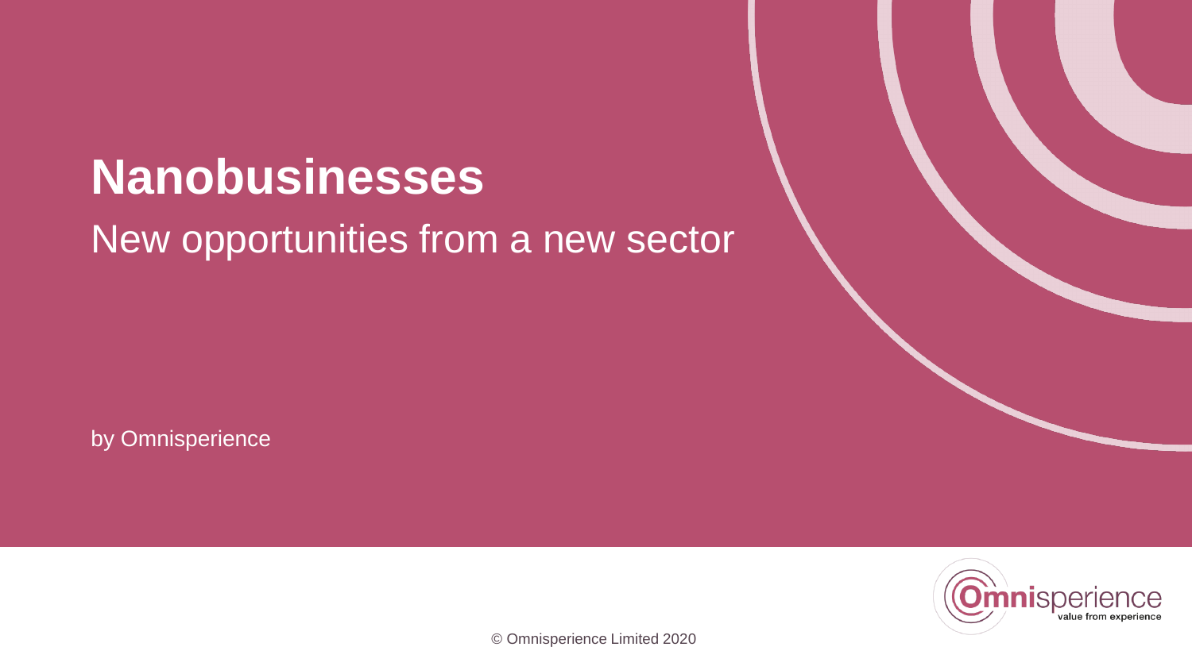# Nanobusinesses

## New opportunities from a new sector

by Omnisperience

© Omnisperience Limited 2020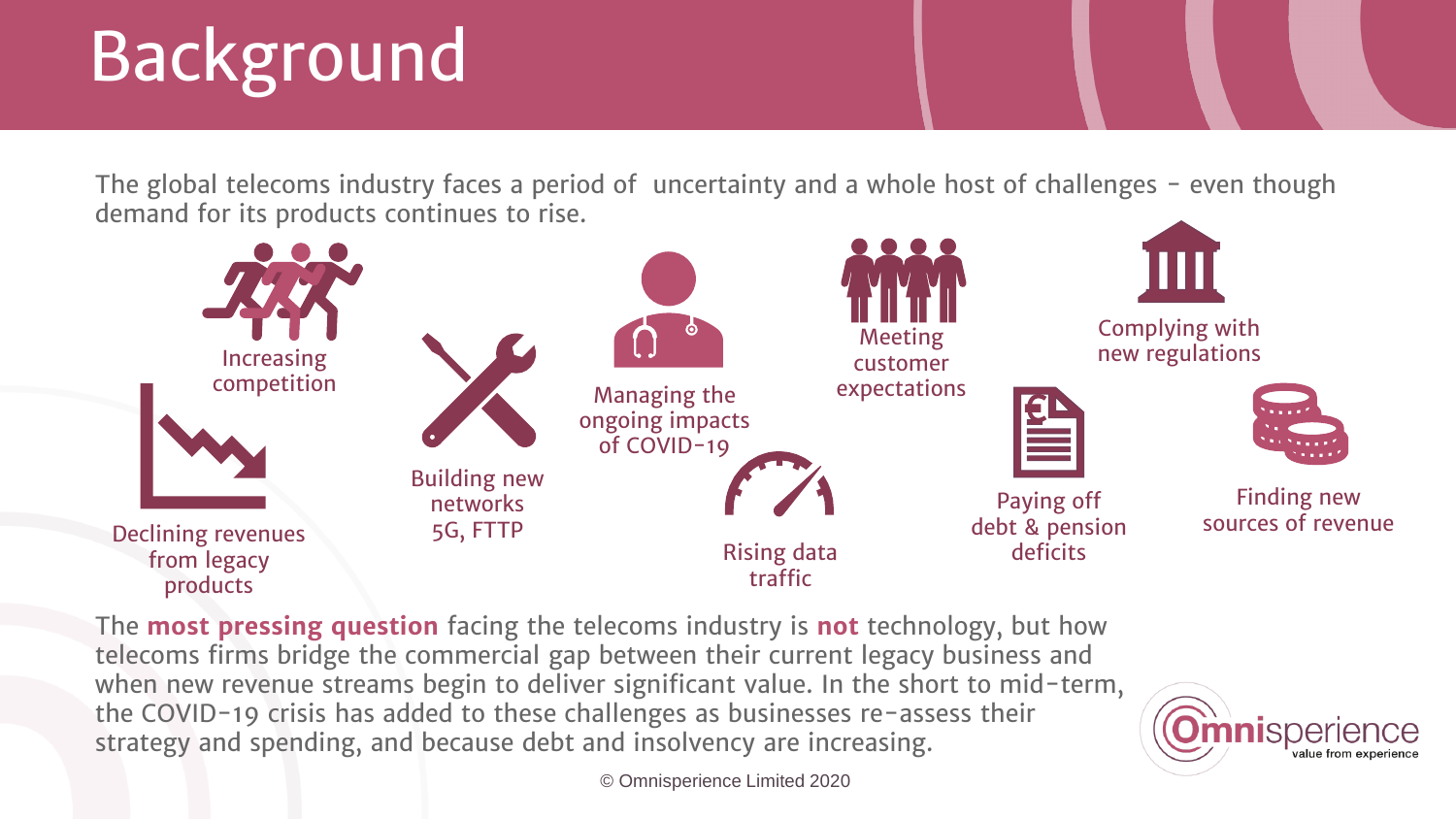# Background

The global telecoms industry faces a period of uncertainty and a whole host of challenges - even though demand for its products continues to rise.

- Increasing competition
- Declining revenues from legacy products
- Building new networks 5G, FTTP
- Managing the ongoing impacts of COVID-19
- Rising data traffic
- Meeting customer expectations
- Paying off debt & pension deficits
- Complying with new regulations
- Finding new sources of revenue

The **most pressing question** facing the telecoms industry is **not** technology, but how telecoms firms bridge the commercial gap between their current legacy business and when new revenue streams begin to deliver significant value. In the short to mid-term, the COVID-19 crisis has added to these challenges as businesses re-assess their strategy and spending, and because debt and insolvency are increasing.

Omnisperience
value from experience

© Omnisperience Limited 2020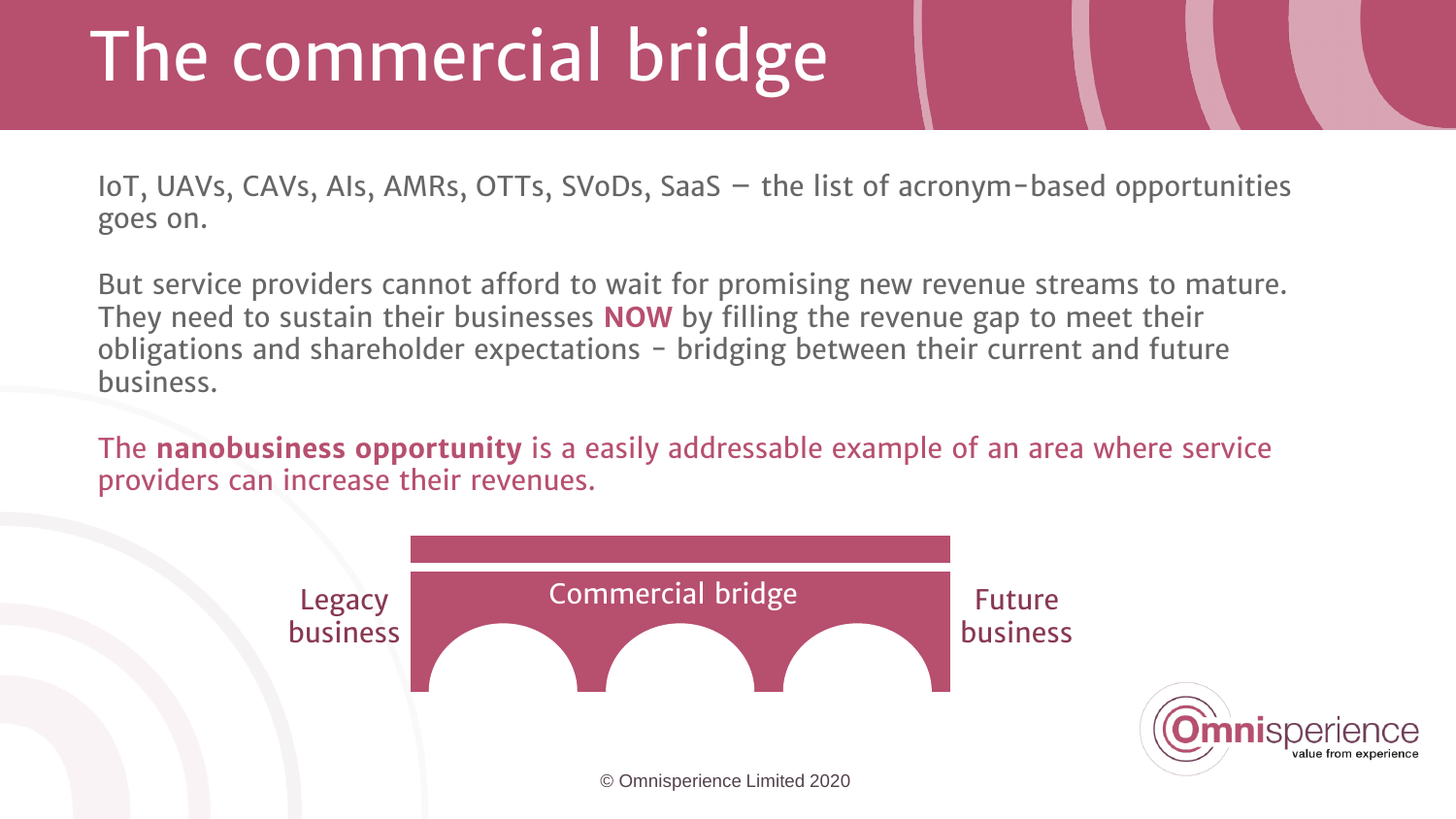# The commercial bridge

IoT, UAVs, CAVs, AIs, AMRs, OTTs, SVoDs, SaaS – the list of acronym-based opportunities goes on.

But service providers cannot afford to wait for promising new revenue streams to mature. They need to sustain their businesses **NOW** by filling the revenue gap to meet their obligations and shareholder expectations - bridging between their current and future business.

The **nanobusiness opportunity** is a easily addressable example of an area where service providers can increase their revenues.

Legacy business | Commercial bridge | Future business

© Omnisperience Limited 2020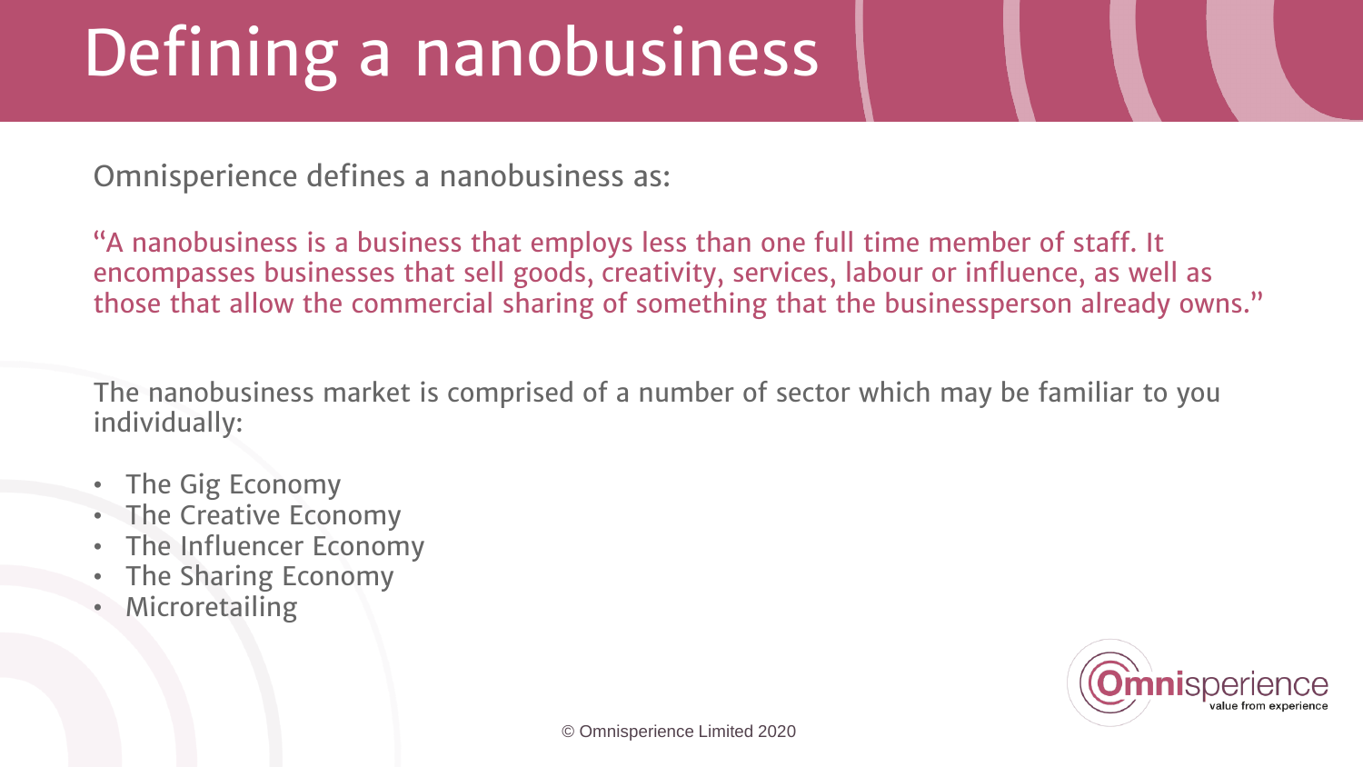# Defining a nanobusiness

Omnisperience defines a nanobusiness as:

"A nanobusiness is a business that employs less than one full time member of staff. It encompasses businesses that sell goods, creativity, services, labour or influence, as well as those that allow the commercial sharing of something that the businessperson already owns."

The nanobusiness market is comprised of a number of sector which may be familiar to you individually:

- The Gig Economy
- The Creative Economy
- The Influencer Economy
- The Sharing Economy
- Microretailing

© Omnisperience Limited 2020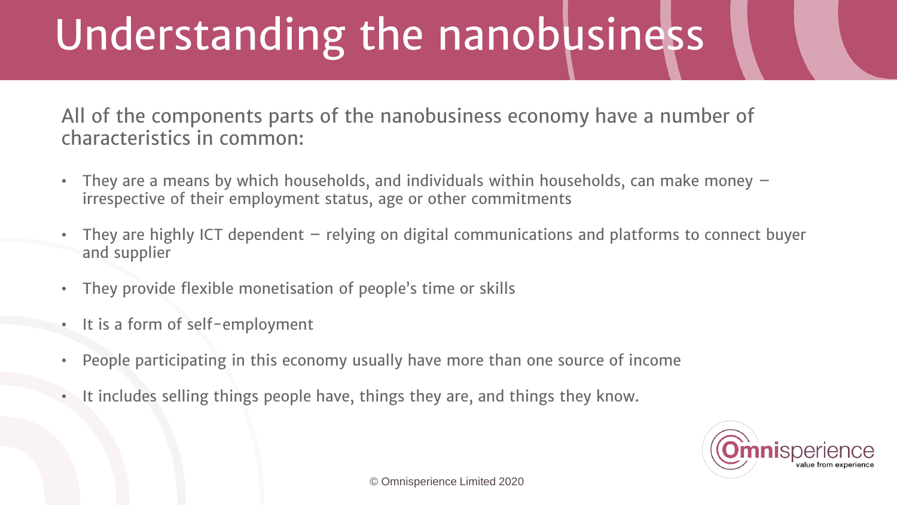# Understanding the nanobusiness

All of the components parts of the nanobusiness economy have a number of characteristics in common:

- They are a means by which households, and individuals within households, can make money – irrespective of their employment status, age or other commitments
- They are highly ICT dependent – relying on digital communications and platforms to connect buyer and supplier
- They provide flexible monetisation of people's time or skills
- It is a form of self-employment
- People participating in this economy usually have more than one source of income
- It includes selling things people have, things they are, and things they know.

© Omnisperience Limited 2020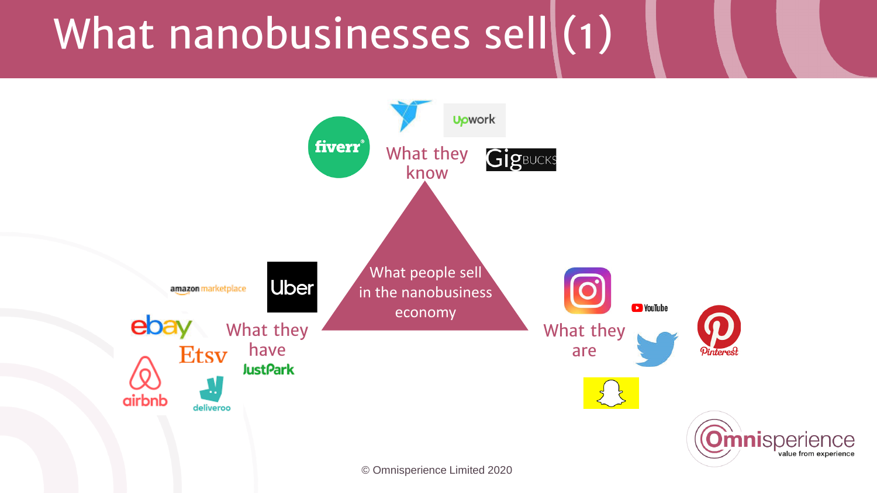# What nanobusinesses sell (1)

What they know

What people sell in the nanobusiness economy

What they have

What they are

© Omnisperience Limited 2020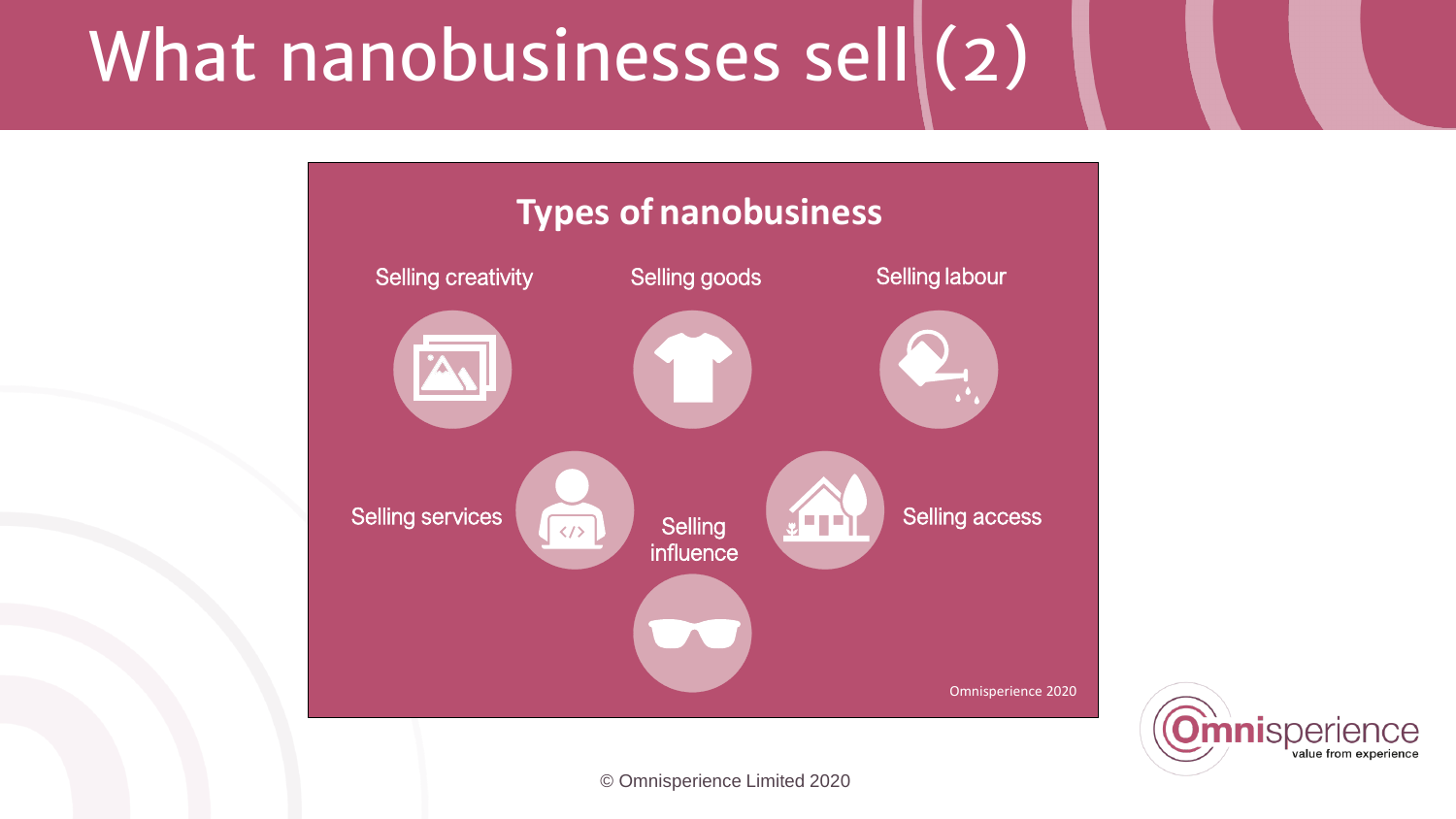# What nanobusinesses sell (2)

## Types of nanobusiness

- Selling creativity
- Selling goods
- Selling labour
- Selling services
- Selling influence
- Selling access

Omnisperience 2020

© Omnisperience Limited 2020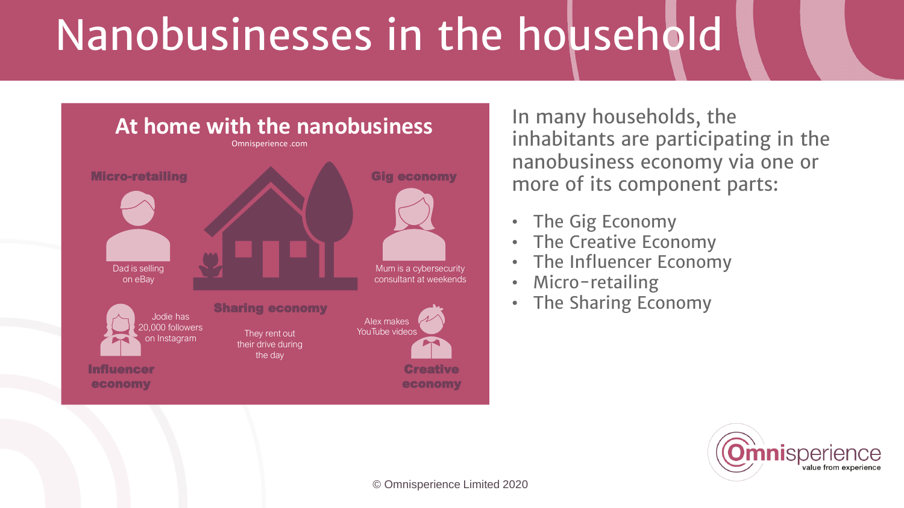# Nanobusinesses in the household

## At home with the nanobusiness

Omnisperience .com

**Micro-retailing**

Dad is selling on eBay

**Gig economy**

Mum is a cybersecurity consultant at weekends

**Sharing economy**

They rent out their drive during the day

Jodie has 20,000 followers on Instagram

**Influencer economy**

Alex makes YouTube videos

**Creative economy**

In many households, the inhabitants are participating in the nanobusiness economy via one or more of its component parts:

- The Gig Economy
- The Creative Economy
- The Influencer Economy
- Micro-retailing
- The Sharing Economy

© Omnisperience Limited 2020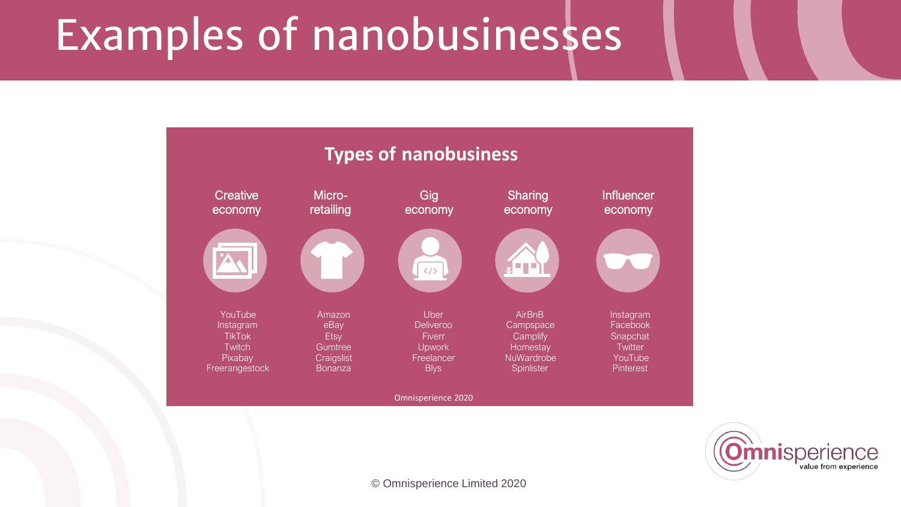# Examples of nanobusinesses

## Types of nanobusiness

| Creative economy | Micro-retailing | Gig economy | Sharing economy | Influencer economy |
| --- | --- | --- | --- | --- |
| YouTube | Amazon | Uber | AirBnB | Instagram |
| Instagram | eBay | Deliveroo | Campspace | Facebook |
| TikTok | Etsy | Fiverr | Camplify | Snapchat |
| Twitch | Gumtree | Upwork | Homestay | Twitter |
| Pixabay | Craigslist | Freelancer | NuWardrobe | YouTube |
| Freerangestock | Bonanza | Blys | Spinlister | Pinterest |

Omnisperience 2020

© Omnisperience Limited 2020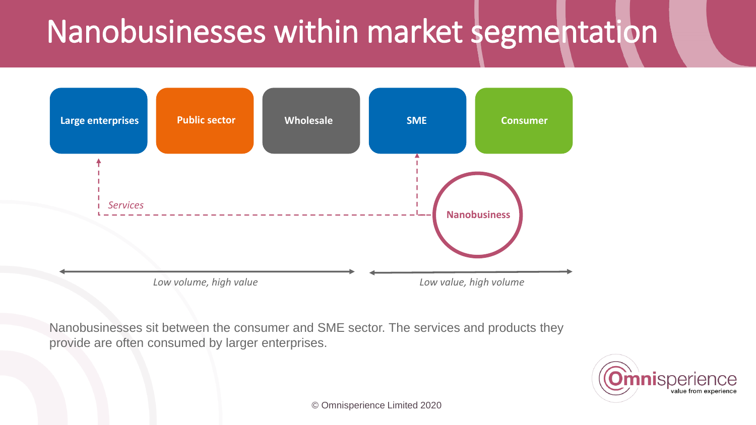# Nanobusinesses within market segmentation

Large enterprises | Public sector | Wholesale | SME | Consumer

*Services*

Nanobusiness

*Low volume, high value*

*Low value, high volume*

Nanobusinesses sit between the consumer and SME sector. The services and products they provide are often consumed by larger enterprises.

© Omnisperience Limited 2020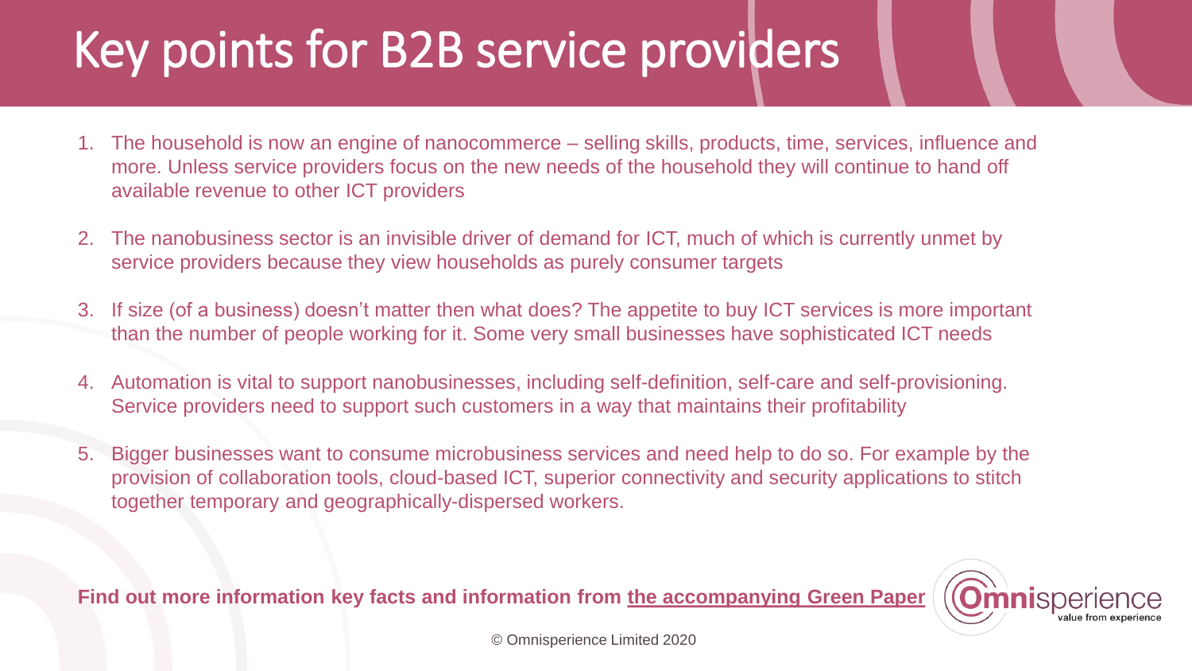# Key points for B2B service providers

1. The household is now an engine of nanocommerce – selling skills, products, time, services, influence and more. Unless service providers focus on the new needs of the household they will continue to hand off available revenue to other ICT providers

2. The nanobusiness sector is an invisible driver of demand for ICT, much of which is currently unmet by service providers because they view households as purely consumer targets

3. If size (of a business) doesn't matter then what does? The appetite to buy ICT services is more important than the number of people working for it. Some very small businesses have sophisticated ICT needs

4. Automation is vital to support nanobusinesses, including self-definition, self-care and self-provisioning. Service providers need to support such customers in a way that maintains their profitability

5. Bigger businesses want to consume microbusiness services and need help to do so. For example by the provision of collaboration tools, cloud-based ICT, superior connectivity and security applications to stitch together temporary and geographically-dispersed workers.

**Find out more information key facts and information from the accompanying Green Paper**

Omnisperience value from experience

© Omnisperience Limited 2020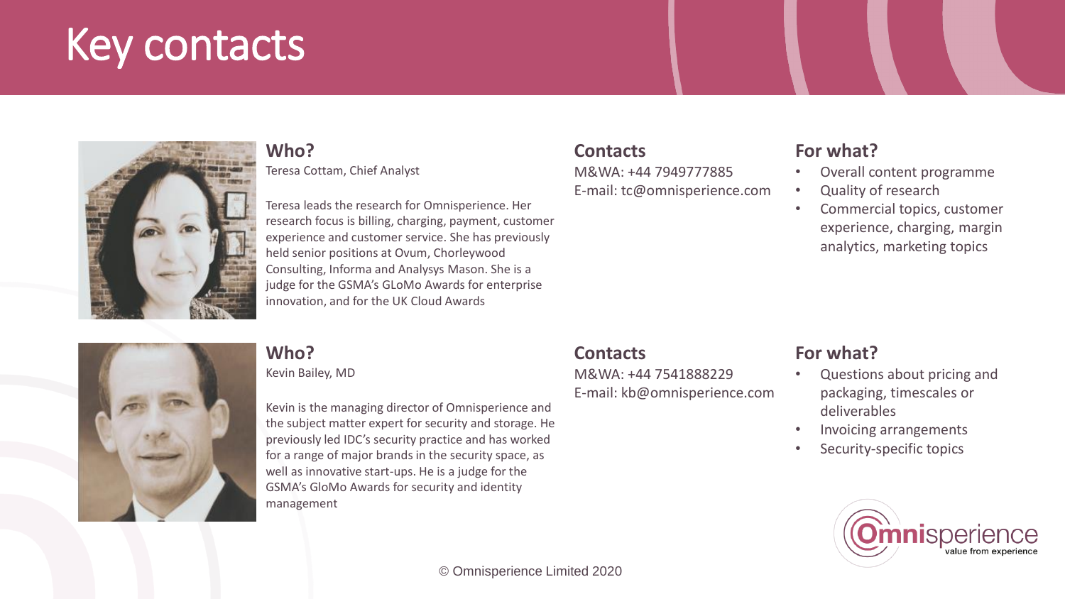# Key contacts

### Who?

Teresa Cottam, Chief Analyst

Teresa leads the research for Omnisperience. Her research focus is billing, charging, payment, customer experience and customer service. She has previously held senior positions at Ovum, Chorleywood Consulting, Informa and Analysys Mason. She is a judge for the GSMA's GLoMo Awards for enterprise innovation, and for the UK Cloud Awards

### Contacts

M&WA: +44 7949777885
E-mail: tc@omnisperience.com

### For what?

- Overall content programme
- Quality of research
- Commercial topics, customer experience, charging, margin analytics, marketing topics

### Who?

Kevin Bailey, MD

Kevin is the managing director of Omnisperience and the subject matter expert for security and storage. He previously led IDC's security practice and has worked for a range of major brands in the security space, as well as innovative start-ups. He is a judge for the GSMA's GloMo Awards for security and identity management

### Contacts

M&WA: +44 7541888229
E-mail: kb@omnisperience.com

### For what?

- Questions about pricing and packaging, timescales or deliverables
- Invoicing arrangements
- Security-specific topics

Omnisperience – value from experience

© Omnisperience Limited 2020